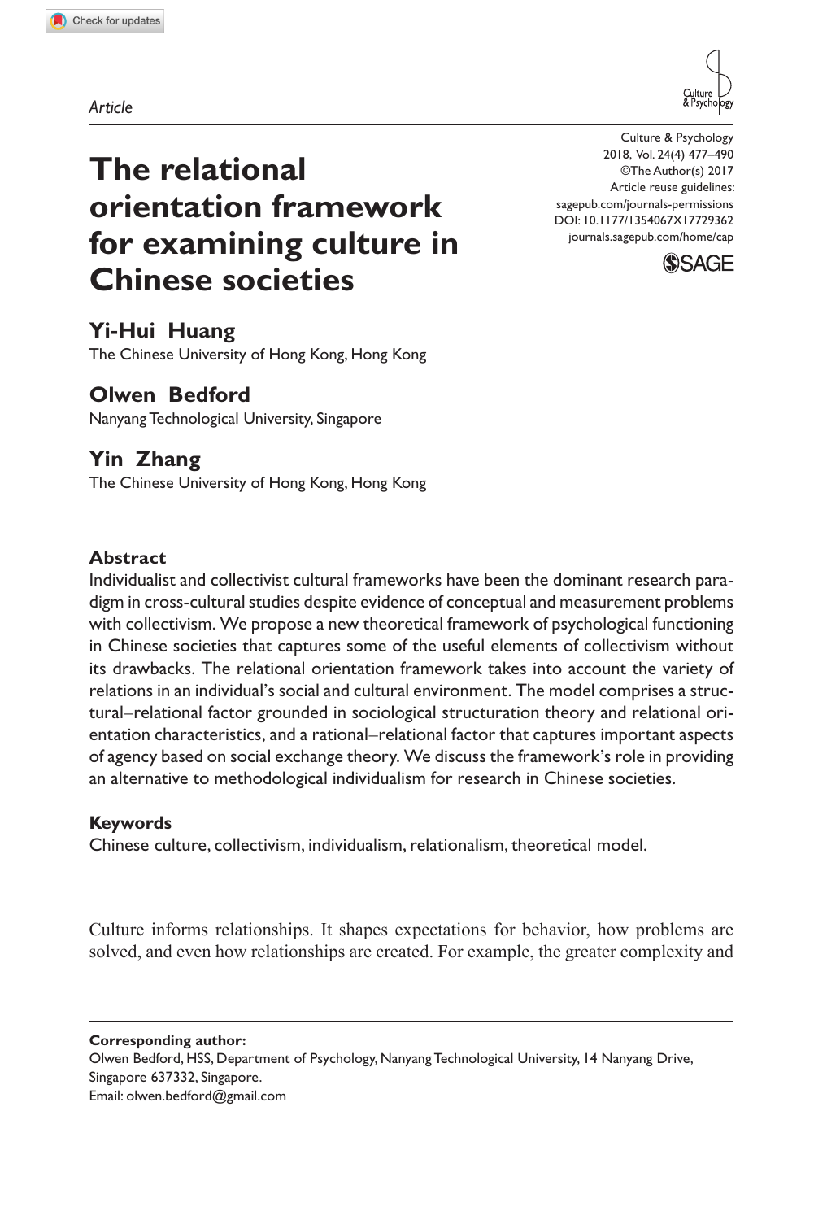*Article*

# The relational orientation framework for examining culture in Chinese societies

**Yi-Hui Huang**
The Chinese University of Hong Kong, Hong Kong

**Olwen Bedford**
Nanyang Technological University, Singapore

**Yin Zhang**
The Chinese University of Hong Kong, Hong Kong

Culture & Psychology
2018, Vol. 24(4) 477–490
©The Author(s) 2017
Article reuse guidelines:
sagepub.com/journals-permissions
DOI: 10.1177/1354067X17729362
journals.sagepub.com/home/cap

### Abstract

Individualist and collectivist cultural frameworks have been the dominant research paradigm in cross-cultural studies despite evidence of conceptual and measurement problems with collectivism. We propose a new theoretical framework of psychological functioning in Chinese societies that captures some of the useful elements of collectivism without its drawbacks. The relational orientation framework takes into account the variety of relations in an individual's social and cultural environment. The model comprises a structural–relational factor grounded in sociological structuration theory and relational orientation characteristics, and a rational–relational factor that captures important aspects of agency based on social exchange theory. We discuss the framework's role in providing an alternative to methodological individualism for research in Chinese societies.

### Keywords

Chinese culture, collectivism, individualism, relationalism, theoretical model.

Culture informs relationships. It shapes expectations for behavior, how problems are solved, and even how relationships are created. For example, the greater complexity and

**Corresponding author:**
Olwen Bedford, HSS, Department of Psychology, Nanyang Technological University, 14 Nanyang Drive, Singapore 637332, Singapore.
Email: olwen.bedford@gmail.com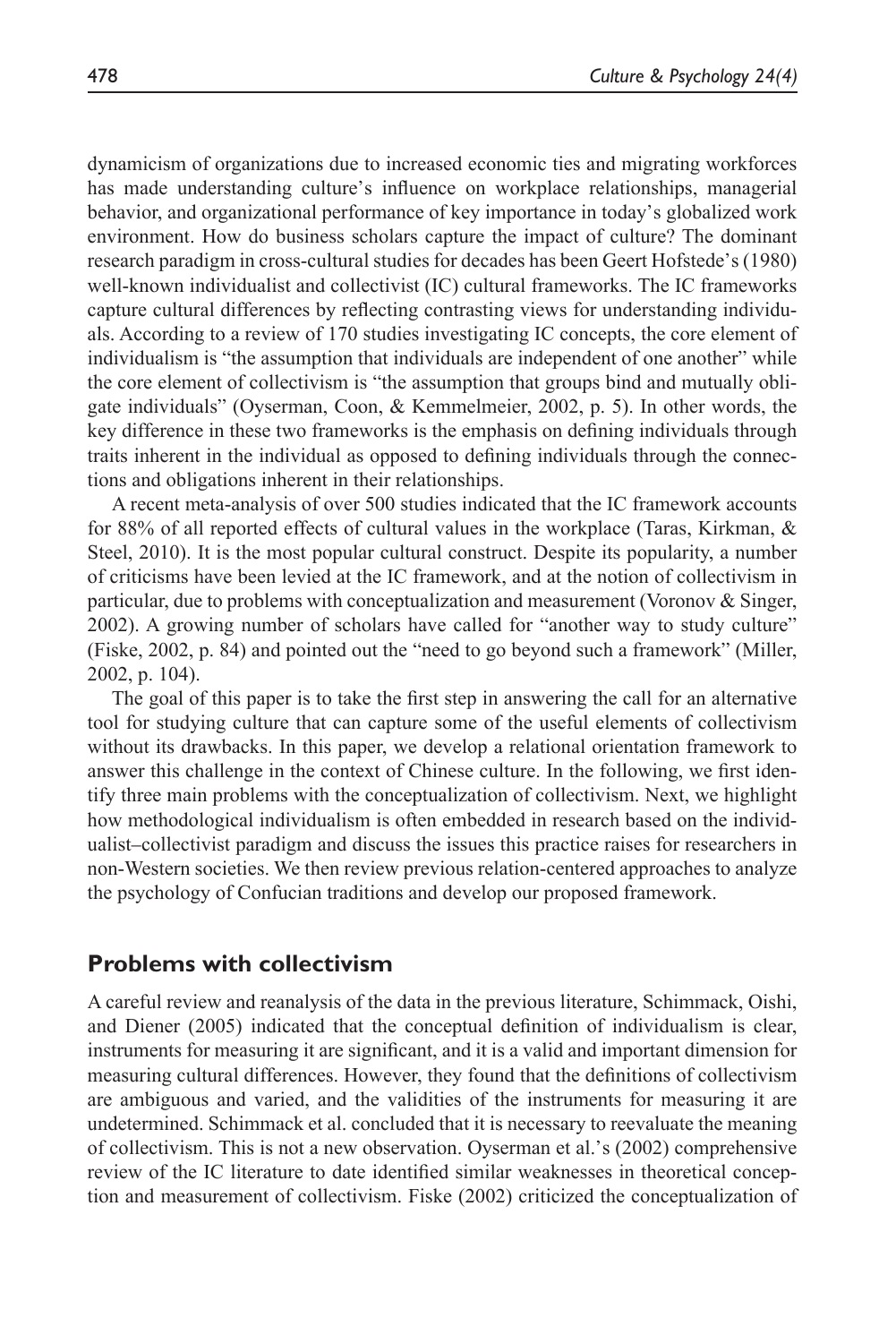dynamicism of organizations due to increased economic ties and migrating workforces has made understanding culture's influence on workplace relationships, managerial behavior, and organizational performance of key importance in today's globalized work environment. How do business scholars capture the impact of culture? The dominant research paradigm in cross-cultural studies for decades has been Geert Hofstede's (1980) well-known individualist and collectivist (IC) cultural frameworks. The IC frameworks capture cultural differences by reflecting contrasting views for understanding individuals. According to a review of 170 studies investigating IC concepts, the core element of individualism is "the assumption that individuals are independent of one another" while the core element of collectivism is "the assumption that groups bind and mutually obligate individuals" (Oyserman, Coon, & Kemmelmeier, 2002, p. 5). In other words, the key difference in these two frameworks is the emphasis on defining individuals through traits inherent in the individual as opposed to defining individuals through the connections and obligations inherent in their relationships.

A recent meta-analysis of over 500 studies indicated that the IC framework accounts for 88% of all reported effects of cultural values in the workplace (Taras, Kirkman, & Steel, 2010). It is the most popular cultural construct. Despite its popularity, a number of criticisms have been levied at the IC framework, and at the notion of collectivism in particular, due to problems with conceptualization and measurement (Voronov & Singer, 2002). A growing number of scholars have called for "another way to study culture" (Fiske, 2002, p. 84) and pointed out the "need to go beyond such a framework" (Miller, 2002, p. 104).

The goal of this paper is to take the first step in answering the call for an alternative tool for studying culture that can capture some of the useful elements of collectivism without its drawbacks. In this paper, we develop a relational orientation framework to answer this challenge in the context of Chinese culture. In the following, we first identify three main problems with the conceptualization of collectivism. Next, we highlight how methodological individualism is often embedded in research based on the individualist–collectivist paradigm and discuss the issues this practice raises for researchers in non-Western societies. We then review previous relation-centered approaches to analyze the psychology of Confucian traditions and develop our proposed framework.

## Problems with collectivism

A careful review and reanalysis of the data in the previous literature, Schimmack, Oishi, and Diener (2005) indicated that the conceptual definition of individualism is clear, instruments for measuring it are significant, and it is a valid and important dimension for measuring cultural differences. However, they found that the definitions of collectivism are ambiguous and varied, and the validities of the instruments for measuring it are undetermined. Schimmack et al. concluded that it is necessary to reevaluate the meaning of collectivism. This is not a new observation. Oyserman et al.'s (2002) comprehensive review of the IC literature to date identified similar weaknesses in theoretical conception and measurement of collectivism. Fiske (2002) criticized the conceptualization of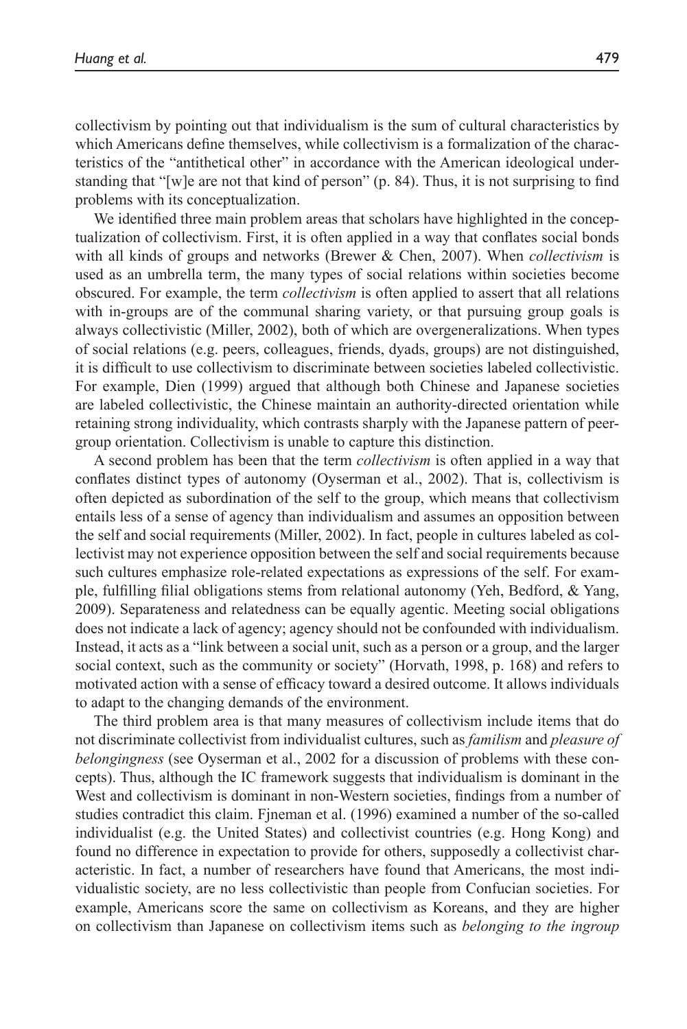collectivism by pointing out that individualism is the sum of cultural characteristics by which Americans define themselves, while collectivism is a formalization of the characteristics of the "antithetical other" in accordance with the American ideological understanding that "[w]e are not that kind of person" (p. 84). Thus, it is not surprising to find problems with its conceptualization.

We identified three main problem areas that scholars have highlighted in the conceptualization of collectivism. First, it is often applied in a way that conflates social bonds with all kinds of groups and networks (Brewer & Chen, 2007). When *collectivism* is used as an umbrella term, the many types of social relations within societies become obscured. For example, the term *collectivism* is often applied to assert that all relations with in-groups are of the communal sharing variety, or that pursuing group goals is always collectivistic (Miller, 2002), both of which are overgeneralizations. When types of social relations (e.g. peers, colleagues, friends, dyads, groups) are not distinguished, it is difficult to use collectivism to discriminate between societies labeled collectivistic. For example, Dien (1999) argued that although both Chinese and Japanese societies are labeled collectivistic, the Chinese maintain an authority-directed orientation while retaining strong individuality, which contrasts sharply with the Japanese pattern of peer-group orientation. Collectivism is unable to capture this distinction.

A second problem has been that the term *collectivism* is often applied in a way that conflates distinct types of autonomy (Oyserman et al., 2002). That is, collectivism is often depicted as subordination of the self to the group, which means that collectivism entails less of a sense of agency than individualism and assumes an opposition between the self and social requirements (Miller, 2002). In fact, people in cultures labeled as collectivist may not experience opposition between the self and social requirements because such cultures emphasize role-related expectations as expressions of the self. For example, fulfilling filial obligations stems from relational autonomy (Yeh, Bedford, & Yang, 2009). Separateness and relatedness can be equally agentic. Meeting social obligations does not indicate a lack of agency; agency should not be confounded with individualism. Instead, it acts as a "link between a social unit, such as a person or a group, and the larger social context, such as the community or society" (Horvath, 1998, p. 168) and refers to motivated action with a sense of efficacy toward a desired outcome. It allows individuals to adapt to the changing demands of the environment.

The third problem area is that many measures of collectivism include items that do not discriminate collectivist from individualist cultures, such as *familism* and *pleasure of belongingness* (see Oyserman et al., 2002 for a discussion of problems with these concepts). Thus, although the IC framework suggests that individualism is dominant in the West and collectivism is dominant in non-Western societies, findings from a number of studies contradict this claim. Fjneman et al. (1996) examined a number of the so-called individualist (e.g. the United States) and collectivist countries (e.g. Hong Kong) and found no difference in expectation to provide for others, supposedly a collectivist characteristic. In fact, a number of researchers have found that Americans, the most individualistic society, are no less collectivistic than people from Confucian societies. For example, Americans score the same on collectivism as Koreans, and they are higher on collectivism than Japanese on collectivism items such as *belonging to the ingroup*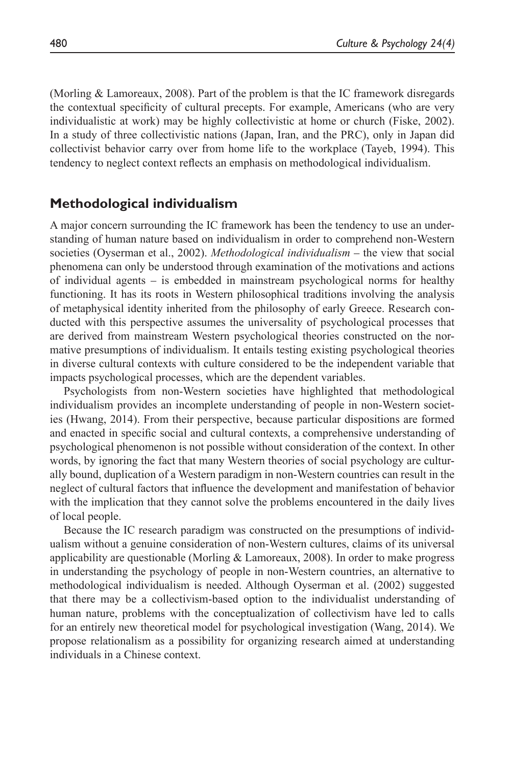(Morling & Lamoreaux, 2008). Part of the problem is that the IC framework disregards the contextual specificity of cultural precepts. For example, Americans (who are very individualistic at work) may be highly collectivistic at home or church (Fiske, 2002). In a study of three collectivistic nations (Japan, Iran, and the PRC), only in Japan did collectivist behavior carry over from home life to the workplace (Tayeb, 1994). This tendency to neglect context reflects an emphasis on methodological individualism.

## Methodological individualism

A major concern surrounding the IC framework has been the tendency to use an understanding of human nature based on individualism in order to comprehend non-Western societies (Oyserman et al., 2002). *Methodological individualism* – the view that social phenomena can only be understood through examination of the motivations and actions of individual agents – is embedded in mainstream psychological norms for healthy functioning. It has its roots in Western philosophical traditions involving the analysis of metaphysical identity inherited from the philosophy of early Greece. Research conducted with this perspective assumes the universality of psychological processes that are derived from mainstream Western psychological theories constructed on the normative presumptions of individualism. It entails testing existing psychological theories in diverse cultural contexts with culture considered to be the independent variable that impacts psychological processes, which are the dependent variables.

Psychologists from non-Western societies have highlighted that methodological individualism provides an incomplete understanding of people in non-Western societies (Hwang, 2014). From their perspective, because particular dispositions are formed and enacted in specific social and cultural contexts, a comprehensive understanding of psychological phenomenon is not possible without consideration of the context. In other words, by ignoring the fact that many Western theories of social psychology are culturally bound, duplication of a Western paradigm in non-Western countries can result in the neglect of cultural factors that influence the development and manifestation of behavior with the implication that they cannot solve the problems encountered in the daily lives of local people.

Because the IC research paradigm was constructed on the presumptions of individualism without a genuine consideration of non-Western cultures, claims of its universal applicability are questionable (Morling & Lamoreaux, 2008). In order to make progress in understanding the psychology of people in non-Western countries, an alternative to methodological individualism is needed. Although Oyserman et al. (2002) suggested that there may be a collectivism-based option to the individualist understanding of human nature, problems with the conceptualization of collectivism have led to calls for an entirely new theoretical model for psychological investigation (Wang, 2014). We propose relationalism as a possibility for organizing research aimed at understanding individuals in a Chinese context.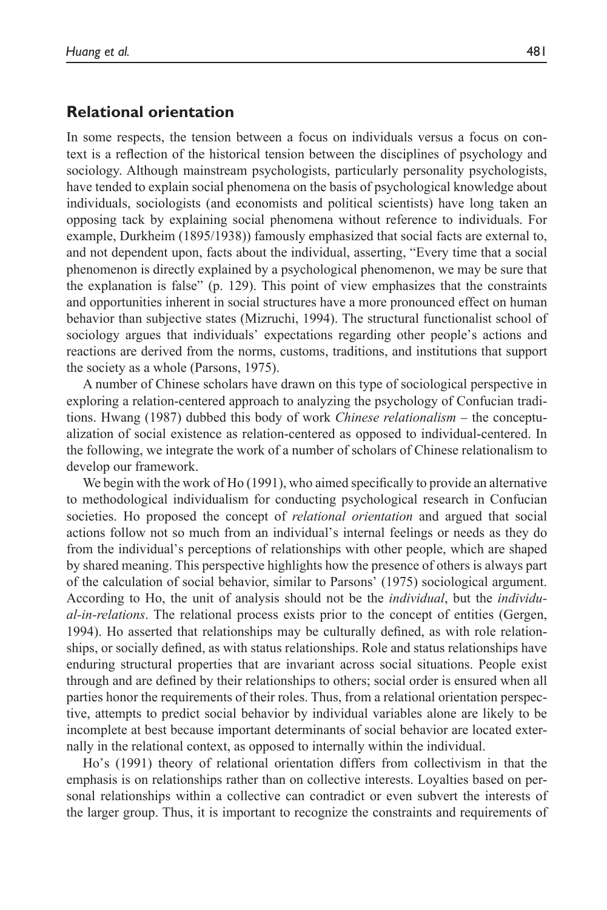## Relational orientation

In some respects, the tension between a focus on individuals versus a focus on context is a reflection of the historical tension between the disciplines of psychology and sociology. Although mainstream psychologists, particularly personality psychologists, have tended to explain social phenomena on the basis of psychological knowledge about individuals, sociologists (and economists and political scientists) have long taken an opposing tack by explaining social phenomena without reference to individuals. For example, Durkheim (1895/1938)) famously emphasized that social facts are external to, and not dependent upon, facts about the individual, asserting, "Every time that a social phenomenon is directly explained by a psychological phenomenon, we may be sure that the explanation is false" (p. 129). This point of view emphasizes that the constraints and opportunities inherent in social structures have a more pronounced effect on human behavior than subjective states (Mizruchi, 1994). The structural functionalist school of sociology argues that individuals' expectations regarding other people's actions and reactions are derived from the norms, customs, traditions, and institutions that support the society as a whole (Parsons, 1975).

A number of Chinese scholars have drawn on this type of sociological perspective in exploring a relation-centered approach to analyzing the psychology of Confucian traditions. Hwang (1987) dubbed this body of work *Chinese relationalism* – the conceptualization of social existence as relation-centered as opposed to individual-centered. In the following, we integrate the work of a number of scholars of Chinese relationalism to develop our framework.

We begin with the work of Ho (1991), who aimed specifically to provide an alternative to methodological individualism for conducting psychological research in Confucian societies. Ho proposed the concept of *relational orientation* and argued that social actions follow not so much from an individual's internal feelings or needs as they do from the individual's perceptions of relationships with other people, which are shaped by shared meaning. This perspective highlights how the presence of others is always part of the calculation of social behavior, similar to Parsons' (1975) sociological argument. According to Ho, the unit of analysis should not be the *individual*, but the *individual-in-relations*. The relational process exists prior to the concept of entities (Gergen, 1994). Ho asserted that relationships may be culturally defined, as with role relationships, or socially defined, as with status relationships. Role and status relationships have enduring structural properties that are invariant across social situations. People exist through and are defined by their relationships to others; social order is ensured when all parties honor the requirements of their roles. Thus, from a relational orientation perspective, attempts to predict social behavior by individual variables alone are likely to be incomplete at best because important determinants of social behavior are located externally in the relational context, as opposed to internally within the individual.

Ho's (1991) theory of relational orientation differs from collectivism in that the emphasis is on relationships rather than on collective interests. Loyalties based on personal relationships within a collective can contradict or even subvert the interests of the larger group. Thus, it is important to recognize the constraints and requirements of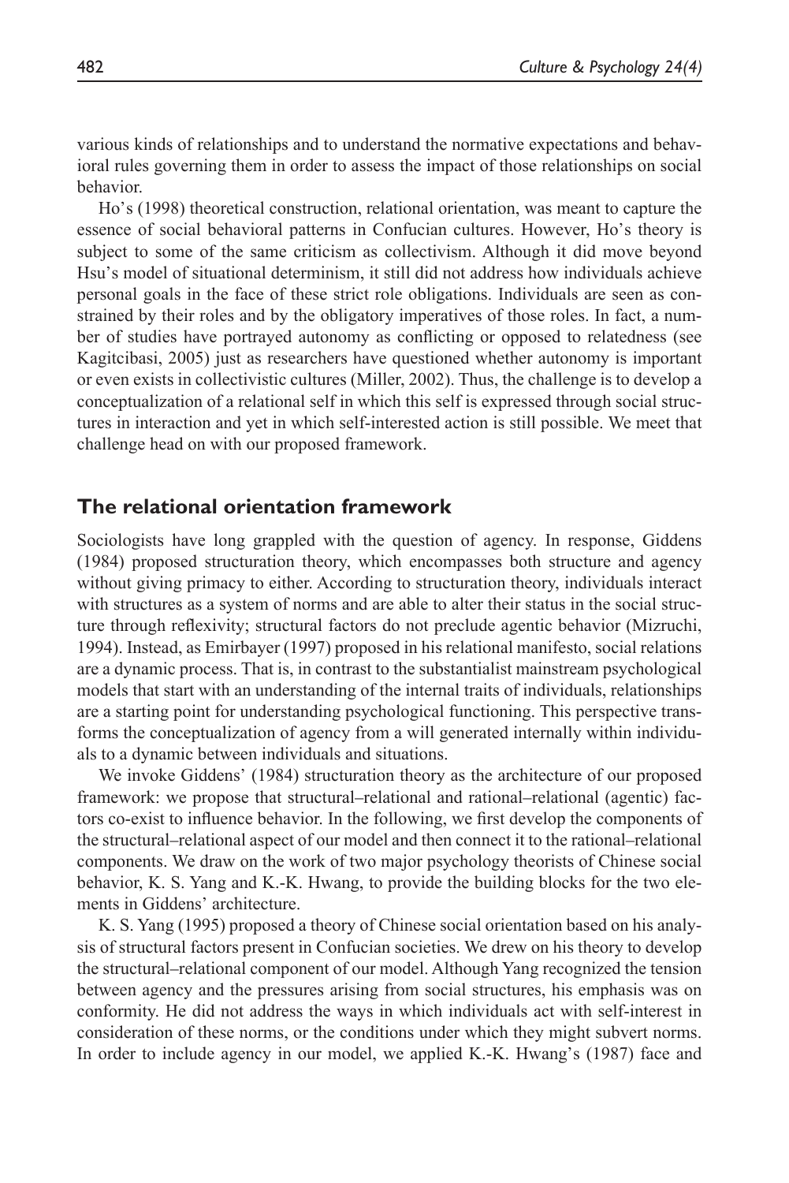various kinds of relationships and to understand the normative expectations and behavioral rules governing them in order to assess the impact of those relationships on social behavior.

Ho's (1998) theoretical construction, relational orientation, was meant to capture the essence of social behavioral patterns in Confucian cultures. However, Ho's theory is subject to some of the same criticism as collectivism. Although it did move beyond Hsu's model of situational determinism, it still did not address how individuals achieve personal goals in the face of these strict role obligations. Individuals are seen as constrained by their roles and by the obligatory imperatives of those roles. In fact, a number of studies have portrayed autonomy as conflicting or opposed to relatedness (see Kagitcibasi, 2005) just as researchers have questioned whether autonomy is important or even exists in collectivistic cultures (Miller, 2002). Thus, the challenge is to develop a conceptualization of a relational self in which this self is expressed through social structures in interaction and yet in which self-interested action is still possible. We meet that challenge head on with our proposed framework.

## The relational orientation framework

Sociologists have long grappled with the question of agency. In response, Giddens (1984) proposed structuration theory, which encompasses both structure and agency without giving primacy to either. According to structuration theory, individuals interact with structures as a system of norms and are able to alter their status in the social structure through reflexivity; structural factors do not preclude agentic behavior (Mizruchi, 1994). Instead, as Emirbayer (1997) proposed in his relational manifesto, social relations are a dynamic process. That is, in contrast to the substantialist mainstream psychological models that start with an understanding of the internal traits of individuals, relationships are a starting point for understanding psychological functioning. This perspective transforms the conceptualization of agency from a will generated internally within individuals to a dynamic between individuals and situations.

We invoke Giddens' (1984) structuration theory as the architecture of our proposed framework: we propose that structural–relational and rational–relational (agentic) factors co-exist to influence behavior. In the following, we first develop the components of the structural–relational aspect of our model and then connect it to the rational–relational components. We draw on the work of two major psychology theorists of Chinese social behavior, K. S. Yang and K.-K. Hwang, to provide the building blocks for the two elements in Giddens' architecture.

K. S. Yang (1995) proposed a theory of Chinese social orientation based on his analysis of structural factors present in Confucian societies. We drew on his theory to develop the structural–relational component of our model. Although Yang recognized the tension between agency and the pressures arising from social structures, his emphasis was on conformity. He did not address the ways in which individuals act with self-interest in consideration of these norms, or the conditions under which they might subvert norms. In order to include agency in our model, we applied K.-K. Hwang's (1987) face and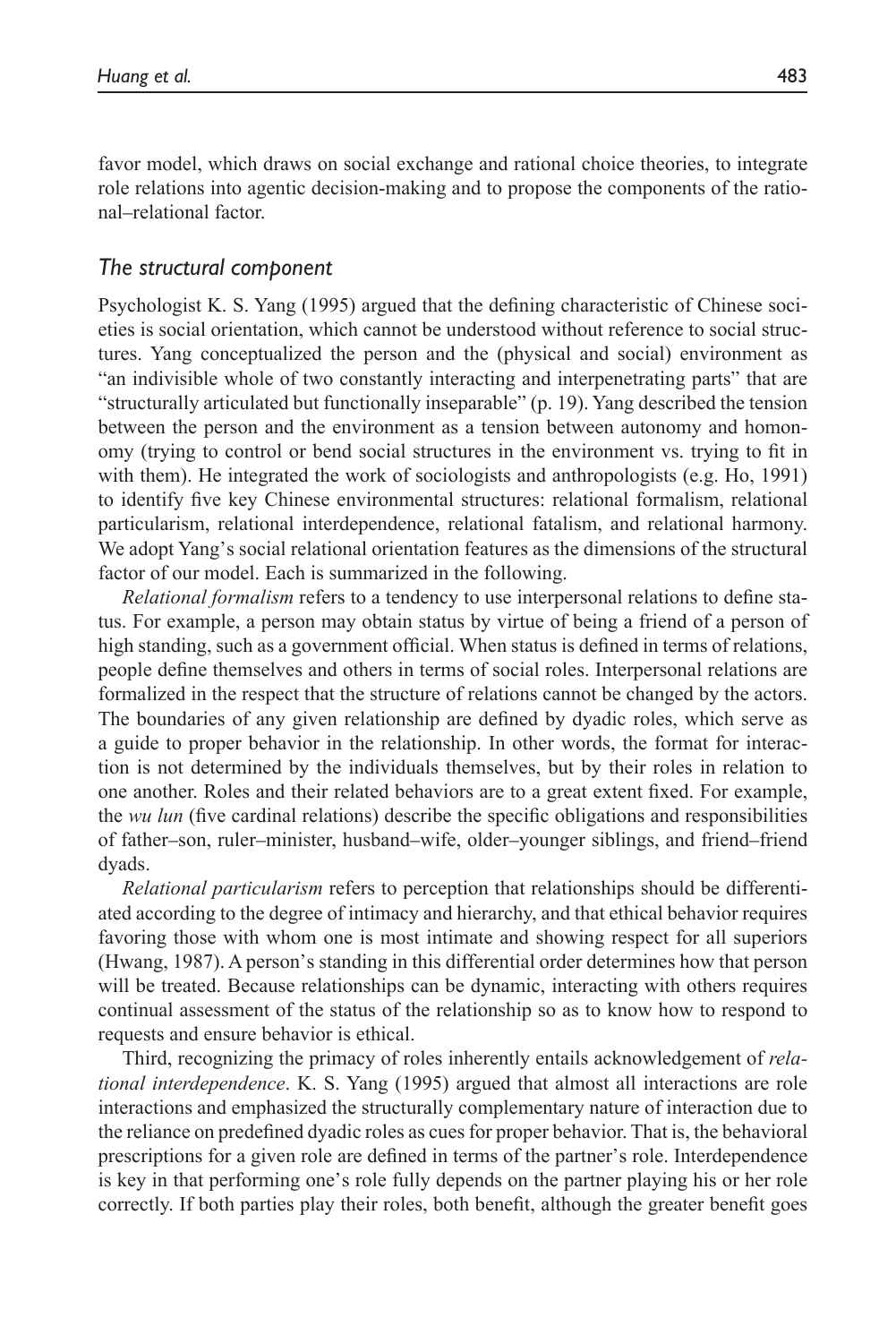favor model, which draws on social exchange and rational choice theories, to integrate role relations into agentic decision-making and to propose the components of the rational–relational factor.

### *The structural component*

Psychologist K. S. Yang (1995) argued that the defining characteristic of Chinese societies is social orientation, which cannot be understood without reference to social structures. Yang conceptualized the person and the (physical and social) environment as "an indivisible whole of two constantly interacting and interpenetrating parts" that are "structurally articulated but functionally inseparable" (p. 19). Yang described the tension between the person and the environment as a tension between autonomy and homonomy (trying to control or bend social structures in the environment vs. trying to fit in with them). He integrated the work of sociologists and anthropologists (e.g. Ho, 1991) to identify five key Chinese environmental structures: relational formalism, relational particularism, relational interdependence, relational fatalism, and relational harmony. We adopt Yang's social relational orientation features as the dimensions of the structural factor of our model. Each is summarized in the following.

*Relational formalism* refers to a tendency to use interpersonal relations to define status. For example, a person may obtain status by virtue of being a friend of a person of high standing, such as a government official. When status is defined in terms of relations, people define themselves and others in terms of social roles. Interpersonal relations are formalized in the respect that the structure of relations cannot be changed by the actors. The boundaries of any given relationship are defined by dyadic roles, which serve as a guide to proper behavior in the relationship. In other words, the format for interaction is not determined by the individuals themselves, but by their roles in relation to one another. Roles and their related behaviors are to a great extent fixed. For example, the *wu lun* (five cardinal relations) describe the specific obligations and responsibilities of father–son, ruler–minister, husband–wife, older–younger siblings, and friend–friend dyads.

*Relational particularism* refers to perception that relationships should be differentiated according to the degree of intimacy and hierarchy, and that ethical behavior requires favoring those with whom one is most intimate and showing respect for all superiors (Hwang, 1987). A person's standing in this differential order determines how that person will be treated. Because relationships can be dynamic, interacting with others requires continual assessment of the status of the relationship so as to know how to respond to requests and ensure behavior is ethical.

Third, recognizing the primacy of roles inherently entails acknowledgement of *relational interdependence*. K. S. Yang (1995) argued that almost all interactions are role interactions and emphasized the structurally complementary nature of interaction due to the reliance on predefined dyadic roles as cues for proper behavior. That is, the behavioral prescriptions for a given role are defined in terms of the partner's role. Interdependence is key in that performing one's role fully depends on the partner playing his or her role correctly. If both parties play their roles, both benefit, although the greater benefit goes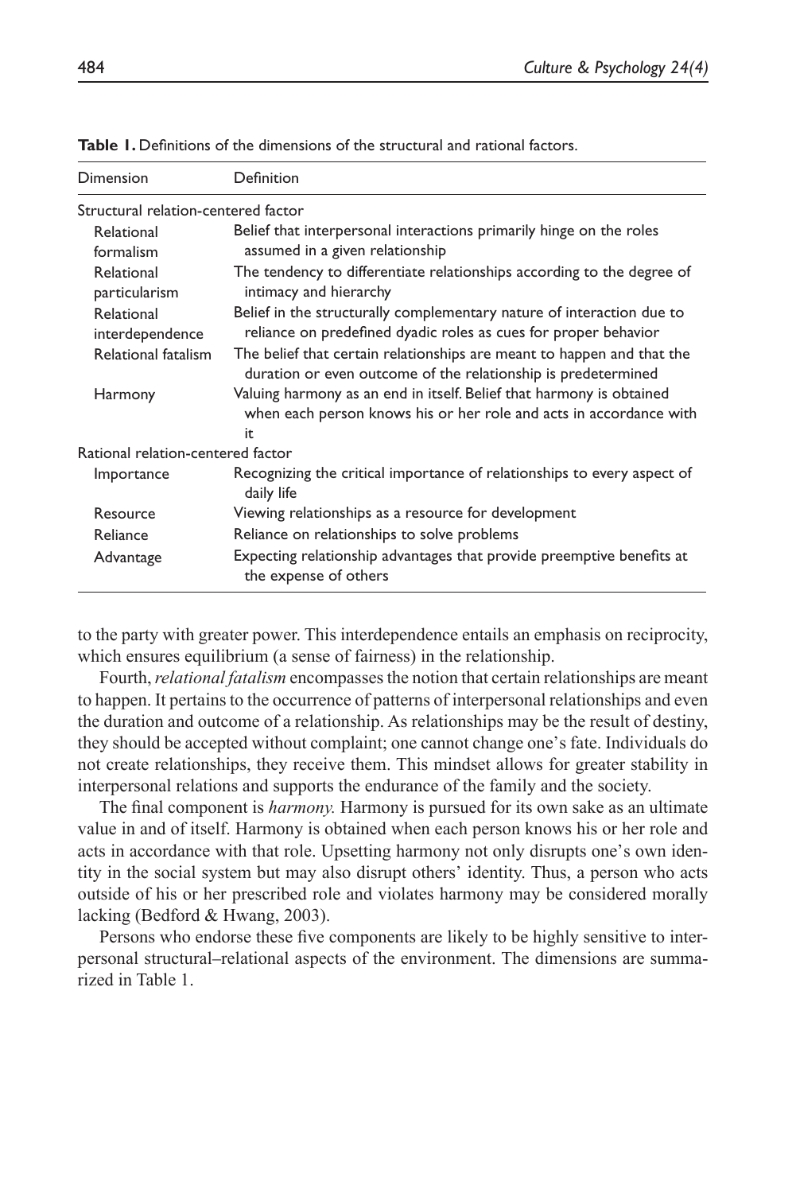**Table 1.** Definitions of the dimensions of the structural and rational factors.

| Dimension | Definition |
|---|---|
| Structural relation-centered factor | |
| Relational formalism | Belief that interpersonal interactions primarily hinge on the roles assumed in a given relationship |
| Relational particularism | The tendency to differentiate relationships according to the degree of intimacy and hierarchy |
| Relational interdependence | Belief in the structurally complementary nature of interaction due to reliance on predefined dyadic roles as cues for proper behavior |
| Relational fatalism | The belief that certain relationships are meant to happen and that the duration or even outcome of the relationship is predetermined |
| Harmony | Valuing harmony as an end in itself. Belief that harmony is obtained when each person knows his or her role and acts in accordance with it |
| Rational relation-centered factor | |
| Importance | Recognizing the critical importance of relationships to every aspect of daily life |
| Resource | Viewing relationships as a resource for development |
| Reliance | Reliance on relationships to solve problems |
| Advantage | Expecting relationship advantages that provide preemptive benefits at the expense of others |

to the party with greater power. This interdependence entails an emphasis on reciprocity, which ensures equilibrium (a sense of fairness) in the relationship.

Fourth, *relational fatalism* encompasses the notion that certain relationships are meant to happen. It pertains to the occurrence of patterns of interpersonal relationships and even the duration and outcome of a relationship. As relationships may be the result of destiny, they should be accepted without complaint; one cannot change one's fate. Individuals do not create relationships, they receive them. This mindset allows for greater stability in interpersonal relations and supports the endurance of the family and the society.

The final component is *harmony.* Harmony is pursued for its own sake as an ultimate value in and of itself. Harmony is obtained when each person knows his or her role and acts in accordance with that role. Upsetting harmony not only disrupts one's own identity in the social system but may also disrupt others' identity. Thus, a person who acts outside of his or her prescribed role and violates harmony may be considered morally lacking (Bedford & Hwang, 2003).

Persons who endorse these five components are likely to be highly sensitive to interpersonal structural–relational aspects of the environment. The dimensions are summarized in Table 1.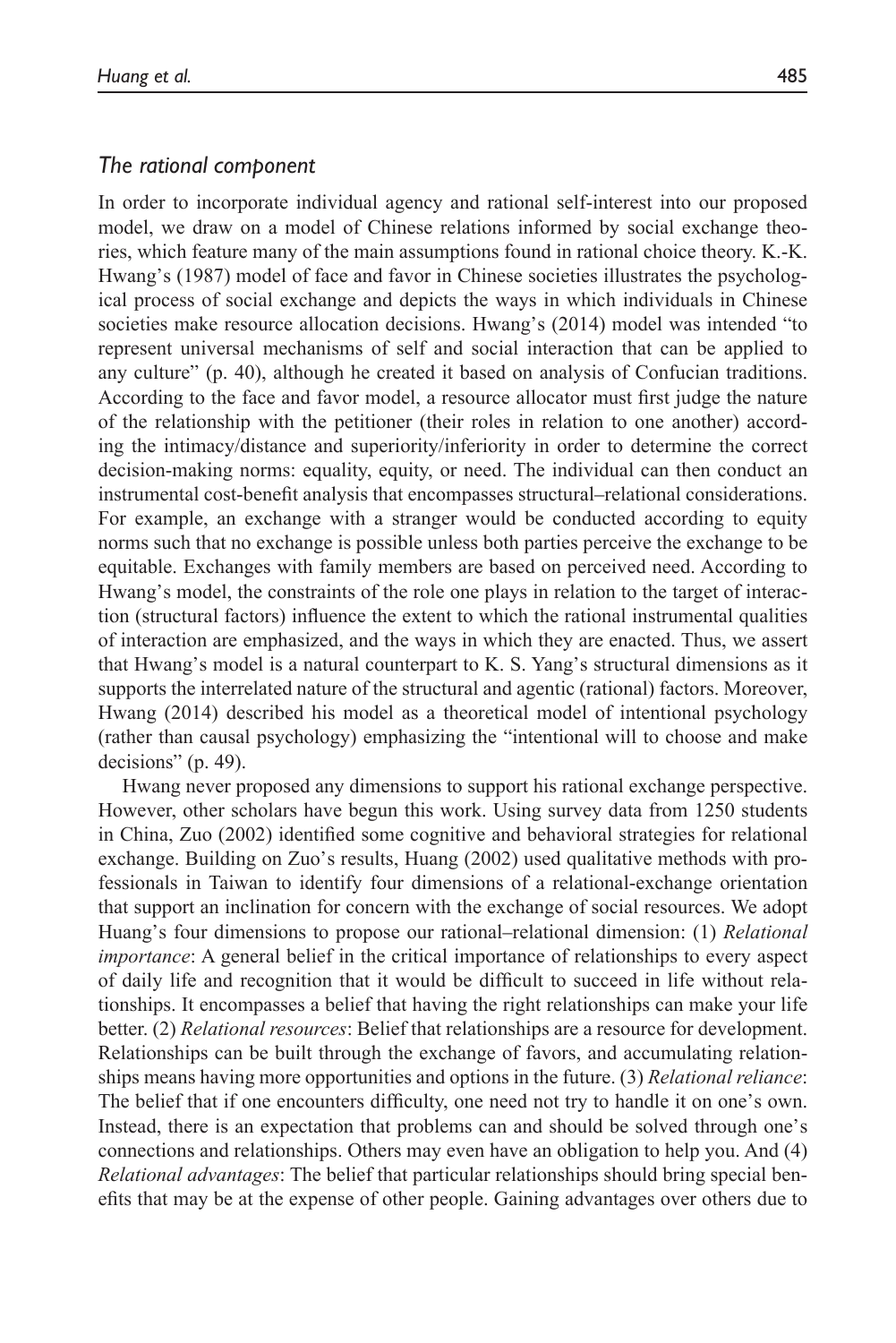### *The rational component*

In order to incorporate individual agency and rational self-interest into our proposed model, we draw on a model of Chinese relations informed by social exchange theories, which feature many of the main assumptions found in rational choice theory. K.-K. Hwang's (1987) model of face and favor in Chinese societies illustrates the psychological process of social exchange and depicts the ways in which individuals in Chinese societies make resource allocation decisions. Hwang's (2014) model was intended "to represent universal mechanisms of self and social interaction that can be applied to any culture" (p. 40), although he created it based on analysis of Confucian traditions. According to the face and favor model, a resource allocator must first judge the nature of the relationship with the petitioner (their roles in relation to one another) according the intimacy/distance and superiority/inferiority in order to determine the correct decision-making norms: equality, equity, or need. The individual can then conduct an instrumental cost-benefit analysis that encompasses structural–relational considerations. For example, an exchange with a stranger would be conducted according to equity norms such that no exchange is possible unless both parties perceive the exchange to be equitable. Exchanges with family members are based on perceived need. According to Hwang's model, the constraints of the role one plays in relation to the target of interaction (structural factors) influence the extent to which the rational instrumental qualities of interaction are emphasized, and the ways in which they are enacted. Thus, we assert that Hwang's model is a natural counterpart to K. S. Yang's structural dimensions as it supports the interrelated nature of the structural and agentic (rational) factors. Moreover, Hwang (2014) described his model as a theoretical model of intentional psychology (rather than causal psychology) emphasizing the "intentional will to choose and make decisions" (p. 49).

Hwang never proposed any dimensions to support his rational exchange perspective. However, other scholars have begun this work. Using survey data from 1250 students in China, Zuo (2002) identified some cognitive and behavioral strategies for relational exchange. Building on Zuo's results, Huang (2002) used qualitative methods with professionals in Taiwan to identify four dimensions of a relational-exchange orientation that support an inclination for concern with the exchange of social resources. We adopt Huang's four dimensions to propose our rational–relational dimension: (1) *Relational importance*: A general belief in the critical importance of relationships to every aspect of daily life and recognition that it would be difficult to succeed in life without relationships. It encompasses a belief that having the right relationships can make your life better. (2) *Relational resources*: Belief that relationships are a resource for development. Relationships can be built through the exchange of favors, and accumulating relationships means having more opportunities and options in the future. (3) *Relational reliance*: The belief that if one encounters difficulty, one need not try to handle it on one's own. Instead, there is an expectation that problems can and should be solved through one's connections and relationships. Others may even have an obligation to help you. And (4) *Relational advantages*: The belief that particular relationships should bring special benefits that may be at the expense of other people. Gaining advantages over others due to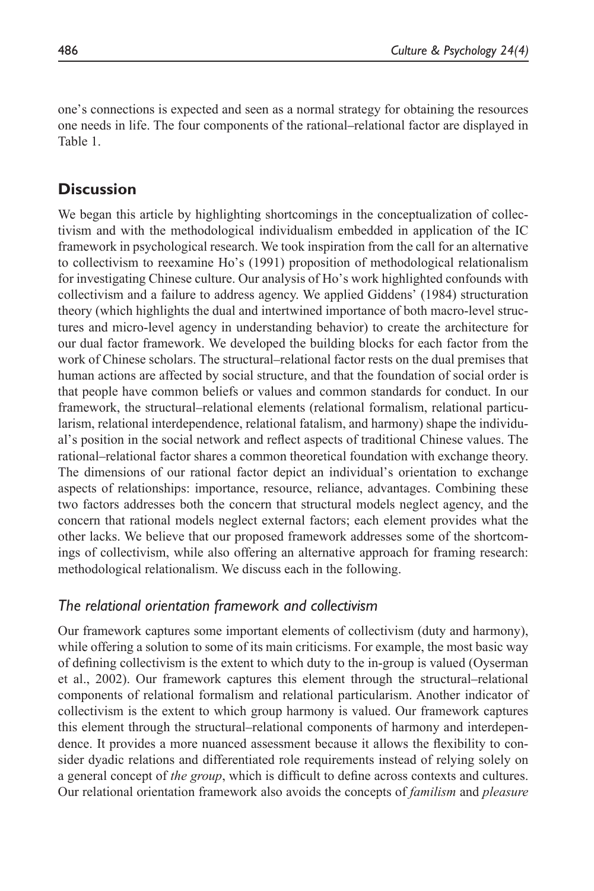one's connections is expected and seen as a normal strategy for obtaining the resources one needs in life. The four components of the rational–relational factor are displayed in Table 1.

## Discussion

We began this article by highlighting shortcomings in the conceptualization of collectivism and with the methodological individualism embedded in application of the IC framework in psychological research. We took inspiration from the call for an alternative to collectivism to reexamine Ho's (1991) proposition of methodological relationalism for investigating Chinese culture. Our analysis of Ho's work highlighted confounds with collectivism and a failure to address agency. We applied Giddens' (1984) structuration theory (which highlights the dual and intertwined importance of both macro-level structures and micro-level agency in understanding behavior) to create the architecture for our dual factor framework. We developed the building blocks for each factor from the work of Chinese scholars. The structural–relational factor rests on the dual premises that human actions are affected by social structure, and that the foundation of social order is that people have common beliefs or values and common standards for conduct. In our framework, the structural–relational elements (relational formalism, relational particularism, relational interdependence, relational fatalism, and harmony) shape the individual's position in the social network and reflect aspects of traditional Chinese values. The rational–relational factor shares a common theoretical foundation with exchange theory. The dimensions of our rational factor depict an individual's orientation to exchange aspects of relationships: importance, resource, reliance, advantages. Combining these two factors addresses both the concern that structural models neglect agency, and the concern that rational models neglect external factors; each element provides what the other lacks. We believe that our proposed framework addresses some of the shortcomings of collectivism, while also offering an alternative approach for framing research: methodological relationalism. We discuss each in the following.

### *The relational orientation framework and collectivism*

Our framework captures some important elements of collectivism (duty and harmony), while offering a solution to some of its main criticisms. For example, the most basic way of defining collectivism is the extent to which duty to the in-group is valued (Oyserman et al., 2002). Our framework captures this element through the structural–relational components of relational formalism and relational particularism. Another indicator of collectivism is the extent to which group harmony is valued. Our framework captures this element through the structural–relational components of harmony and interdependence. It provides a more nuanced assessment because it allows the flexibility to consider dyadic relations and differentiated role requirements instead of relying solely on a general concept of *the group*, which is difficult to define across contexts and cultures. Our relational orientation framework also avoids the concepts of *familism* and *pleasure*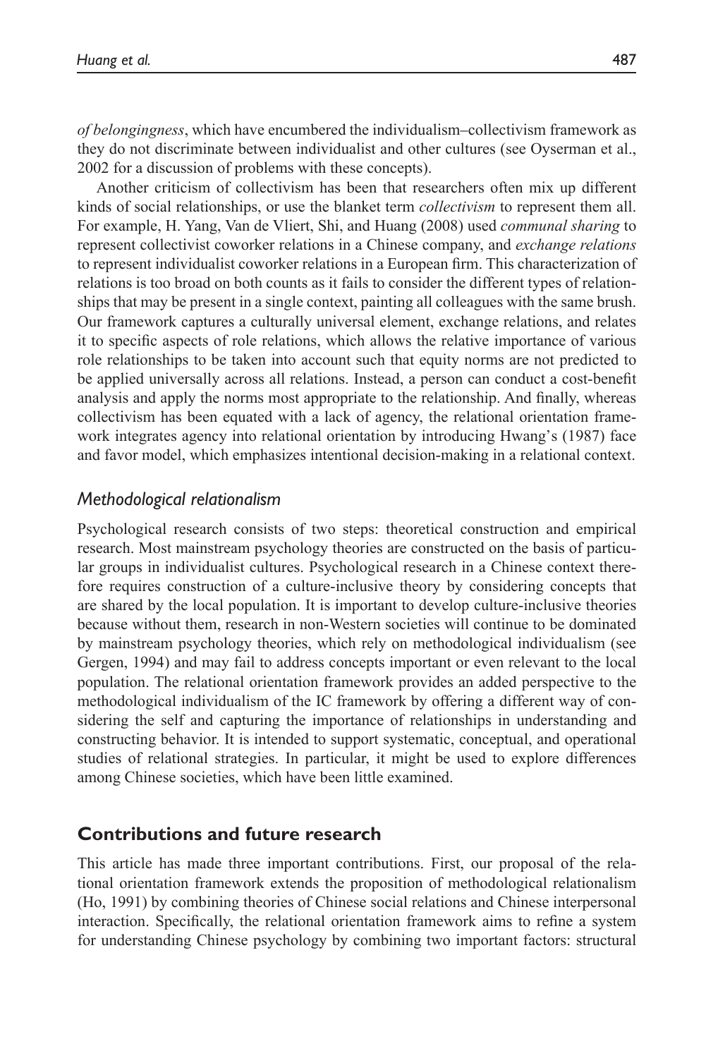*of belongingness*, which have encumbered the individualism–collectivism framework as they do not discriminate between individualist and other cultures (see Oyserman et al., 2002 for a discussion of problems with these concepts).

Another criticism of collectivism has been that researchers often mix up different kinds of social relationships, or use the blanket term *collectivism* to represent them all. For example, H. Yang, Van de Vliert, Shi, and Huang (2008) used *communal sharing* to represent collectivist coworker relations in a Chinese company, and *exchange relations* to represent individualist coworker relations in a European firm. This characterization of relations is too broad on both counts as it fails to consider the different types of relationships that may be present in a single context, painting all colleagues with the same brush. Our framework captures a culturally universal element, exchange relations, and relates it to specific aspects of role relations, which allows the relative importance of various role relationships to be taken into account such that equity norms are not predicted to be applied universally across all relations. Instead, a person can conduct a cost-benefit analysis and apply the norms most appropriate to the relationship. And finally, whereas collectivism has been equated with a lack of agency, the relational orientation framework integrates agency into relational orientation by introducing Hwang's (1987) face and favor model, which emphasizes intentional decision-making in a relational context.

### *Methodological relationalism*

Psychological research consists of two steps: theoretical construction and empirical research. Most mainstream psychology theories are constructed on the basis of particular groups in individualist cultures. Psychological research in a Chinese context therefore requires construction of a culture-inclusive theory by considering concepts that are shared by the local population. It is important to develop culture-inclusive theories because without them, research in non-Western societies will continue to be dominated by mainstream psychology theories, which rely on methodological individualism (see Gergen, 1994) and may fail to address concepts important or even relevant to the local population. The relational orientation framework provides an added perspective to the methodological individualism of the IC framework by offering a different way of considering the self and capturing the importance of relationships in understanding and constructing behavior. It is intended to support systematic, conceptual, and operational studies of relational strategies. In particular, it might be used to explore differences among Chinese societies, which have been little examined.

## Contributions and future research

This article has made three important contributions. First, our proposal of the relational orientation framework extends the proposition of methodological relationalism (Ho, 1991) by combining theories of Chinese social relations and Chinese interpersonal interaction. Specifically, the relational orientation framework aims to refine a system for understanding Chinese psychology by combining two important factors: structural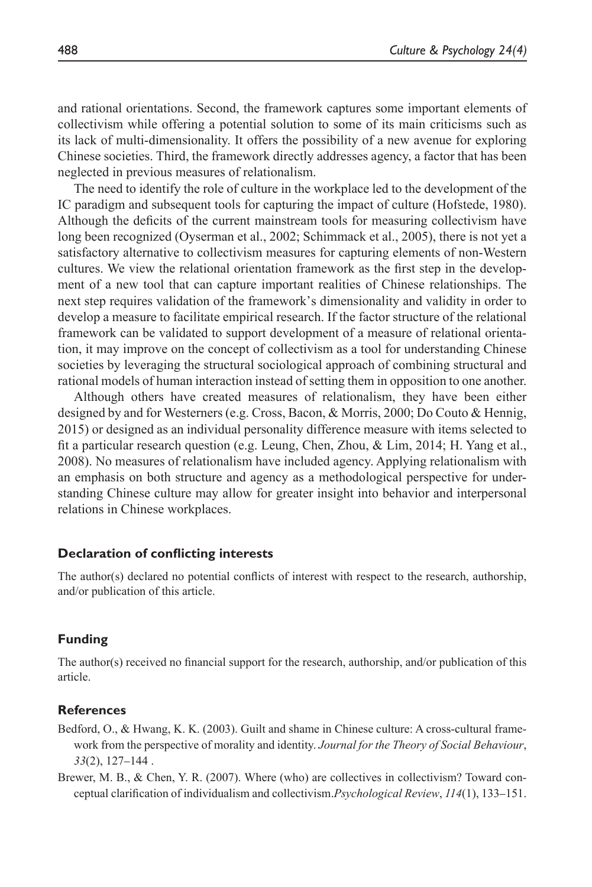and rational orientations. Second, the framework captures some important elements of collectivism while offering a potential solution to some of its main criticisms such as its lack of multi-dimensionality. It offers the possibility of a new avenue for exploring Chinese societies. Third, the framework directly addresses agency, a factor that has been neglected in previous measures of relationalism.

The need to identify the role of culture in the workplace led to the development of the IC paradigm and subsequent tools for capturing the impact of culture (Hofstede, 1980). Although the deficits of the current mainstream tools for measuring collectivism have long been recognized (Oyserman et al., 2002; Schimmack et al., 2005), there is not yet a satisfactory alternative to collectivism measures for capturing elements of non-Western cultures. We view the relational orientation framework as the first step in the development of a new tool that can capture important realities of Chinese relationships. The next step requires validation of the framework's dimensionality and validity in order to develop a measure to facilitate empirical research. If the factor structure of the relational framework can be validated to support development of a measure of relational orientation, it may improve on the concept of collectivism as a tool for understanding Chinese societies by leveraging the structural sociological approach of combining structural and rational models of human interaction instead of setting them in opposition to one another.

Although others have created measures of relationalism, they have been either designed by and for Westerners (e.g. Cross, Bacon, & Morris, 2000; Do Couto & Hennig, 2015) or designed as an individual personality difference measure with items selected to fit a particular research question (e.g. Leung, Chen, Zhou, & Lim, 2014; H. Yang et al., 2008). No measures of relationalism have included agency. Applying relationalism with an emphasis on both structure and agency as a methodological perspective for understanding Chinese culture may allow for greater insight into behavior and interpersonal relations in Chinese workplaces.

### Declaration of conflicting interests

The author(s) declared no potential conflicts of interest with respect to the research, authorship, and/or publication of this article.

### Funding

The author(s) received no financial support for the research, authorship, and/or publication of this article.

### References

Bedford, O., & Hwang, K. K. (2003). Guilt and shame in Chinese culture: A cross-cultural framework from the perspective of morality and identity. *Journal for the Theory of Social Behaviour*, *33*(2), 127–144 .

Brewer, M. B., & Chen, Y. R. (2007). Where (who) are collectives in collectivism? Toward conceptual clarification of individualism and collectivism.*Psychological Review*, *114*(1), 133–151.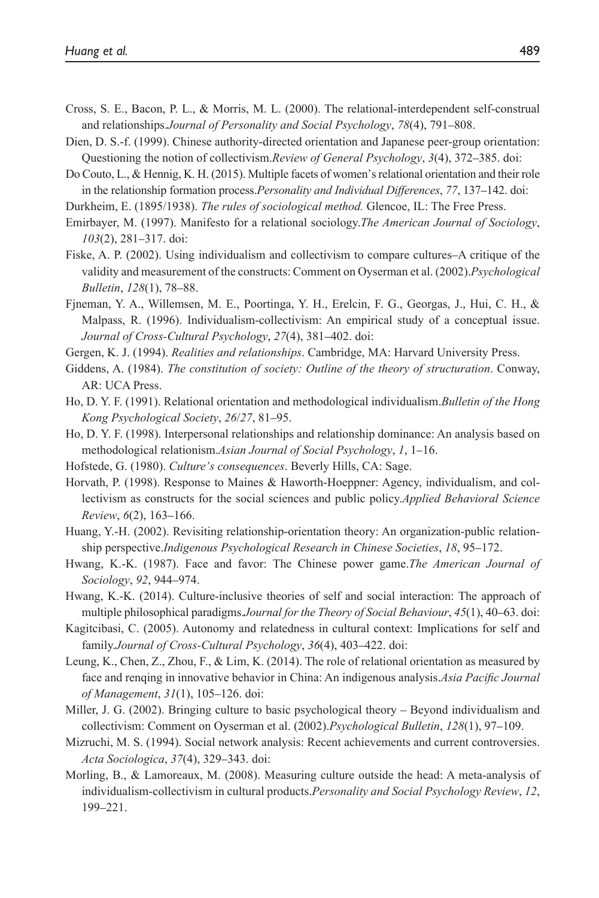Cross, S. E., Bacon, P. L., & Morris, M. L. (2000). The relational-interdependent self-construal and relationships.*Journal of Personality and Social Psychology*, *78*(4), 791–808.

Dien, D. S.-f. (1999). Chinese authority-directed orientation and Japanese peer-group orientation: Questioning the notion of collectivism.*Review of General Psychology*, *3*(4), 372–385. doi:

Do Couto, L., & Hennig, K. H. (2015). Multiple facets of women's relational orientation and their role in the relationship formation process.*Personality and Individual Differences*, *77*, 137–142. doi:

Durkheim, E. (1895/1938). *The rules of sociological method.* Glencoe, IL: The Free Press.

Emirbayer, M. (1997). Manifesto for a relational sociology.*The American Journal of Sociology*, *103*(2), 281–317. doi:

Fiske, A. P. (2002). Using individualism and collectivism to compare cultures–A critique of the validity and measurement of the constructs: Comment on Oyserman et al. (2002).*Psychological Bulletin*, *128*(1), 78–88.

Fjneman, Y. A., Willemsen, M. E., Poortinga, Y. H., Erelcin, F. G., Georgas, J., Hui, C. H., & Malpass, R. (1996). Individualism-collectivism: An empirical study of a conceptual issue. *Journal of Cross-Cultural Psychology*, *27*(4), 381–402. doi:

Gergen, K. J. (1994). *Realities and relationships*. Cambridge, MA: Harvard University Press.

Giddens, A. (1984). *The constitution of society: Outline of the theory of structuration*. Conway, AR: UCA Press.

Ho, D. Y. F. (1991). Relational orientation and methodological individualism.*Bulletin of the Hong Kong Psychological Society*, *26*/*27*, 81–95.

Ho, D. Y. F. (1998). Interpersonal relationships and relationship dominance: An analysis based on methodological relationism.*Asian Journal of Social Psychology*, *1*, 1–16.

Hofstede, G. (1980). *Culture's consequences*. Beverly Hills, CA: Sage.

Horvath, P. (1998). Response to Maines & Haworth-Hoeppner: Agency, individualism, and collectivism as constructs for the social sciences and public policy.*Applied Behavioral Science Review*, *6*(2), 163–166.

Huang, Y.-H. (2002). Revisiting relationship-orientation theory: An organization-public relationship perspective.*Indigenous Psychological Research in Chinese Societies*, *18*, 95–172.

Hwang, K.-K. (1987). Face and favor: The Chinese power game.*The American Journal of Sociology*, *92*, 944–974.

Hwang, K.-K. (2014). Culture-inclusive theories of self and social interaction: The approach of multiple philosophical paradigms.*Journal for the Theory of Social Behaviour*, *45*(1), 40–63. doi:

Kagitcibasi, C. (2005). Autonomy and relatedness in cultural context: Implications for self and family.*Journal of Cross-Cultural Psychology*, *36*(4), 403–422. doi:

Leung, K., Chen, Z., Zhou, F., & Lim, K. (2014). The role of relational orientation as measured by face and renqing in innovative behavior in China: An indigenous analysis.*Asia Pacific Journal of Management*, *31*(1), 105–126. doi:

Miller, J. G. (2002). Bringing culture to basic psychological theory – Beyond individualism and collectivism: Comment on Oyserman et al. (2002).*Psychological Bulletin*, *128*(1), 97–109.

Mizruchi, M. S. (1994). Social network analysis: Recent achievements and current controversies. *Acta Sociologica*, *37*(4), 329–343. doi:

Morling, B., & Lamoreaux, M. (2008). Measuring culture outside the head: A meta-analysis of individualism-collectivism in cultural products.*Personality and Social Psychology Review*, *12*, 199–221.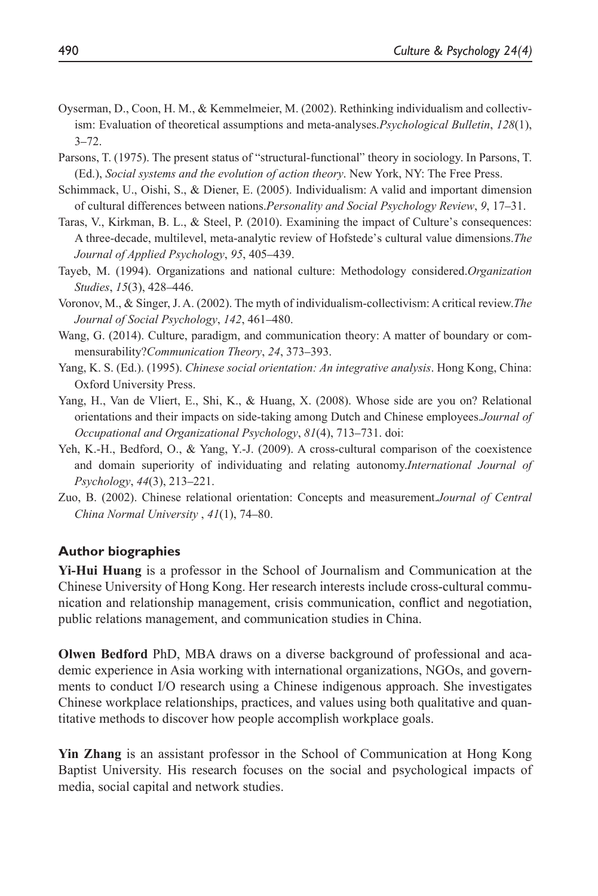Oyserman, D., Coon, H. M., & Kemmelmeier, M. (2002). Rethinking individualism and collectivism: Evaluation of theoretical assumptions and meta-analyses.*Psychological Bulletin*, *128*(1), 3–72.

Parsons, T. (1975). The present status of "structural-functional" theory in sociology. In Parsons, T. (Ed.), *Social systems and the evolution of action theory*. New York, NY: The Free Press.

Schimmack, U., Oishi, S., & Diener, E. (2005). Individualism: A valid and important dimension of cultural differences between nations.*Personality and Social Psychology Review*, *9*, 17–31.

Taras, V., Kirkman, B. L., & Steel, P. (2010). Examining the impact of Culture's consequences: A three-decade, multilevel, meta-analytic review of Hofstede's cultural value dimensions.*The Journal of Applied Psychology*, *95*, 405–439.

Tayeb, M. (1994). Organizations and national culture: Methodology considered.*Organization Studies*, *15*(3), 428–446.

Voronov, M., & Singer, J. A. (2002). The myth of individualism-collectivism: A critical review.*The Journal of Social Psychology*, *142*, 461–480.

Wang, G. (2014). Culture, paradigm, and communication theory: A matter of boundary or commensurability?*Communication Theory*, *24*, 373–393.

Yang, K. S. (Ed.). (1995). *Chinese social orientation: An integrative analysis*. Hong Kong, China: Oxford University Press.

Yang, H., Van de Vliert, E., Shi, K., & Huang, X. (2008). Whose side are you on? Relational orientations and their impacts on side-taking among Dutch and Chinese employees.*Journal of Occupational and Organizational Psychology*, *81*(4), 713–731. doi:

Yeh, K.-H., Bedford, O., & Yang, Y.-J. (2009). A cross-cultural comparison of the coexistence and domain superiority of individuating and relating autonomy.*International Journal of Psychology*, *44*(3), 213–221.

Zuo, B. (2002). Chinese relational orientation: Concepts and measurement.*Journal of Central China Normal University* , *41*(1), 74–80.

### Author biographies

**Yi-Hui Huang** is a professor in the School of Journalism and Communication at the Chinese University of Hong Kong. Her research interests include cross-cultural communication and relationship management, crisis communication, conflict and negotiation, public relations management, and communication studies in China.

**Olwen Bedford** PhD, MBA draws on a diverse background of professional and academic experience in Asia working with international organizations, NGOs, and governments to conduct I/O research using a Chinese indigenous approach. She investigates Chinese workplace relationships, practices, and values using both qualitative and quantitative methods to discover how people accomplish workplace goals.

**Yin Zhang** is an assistant professor in the School of Communication at Hong Kong Baptist University. His research focuses on the social and psychological impacts of media, social capital and network studies.